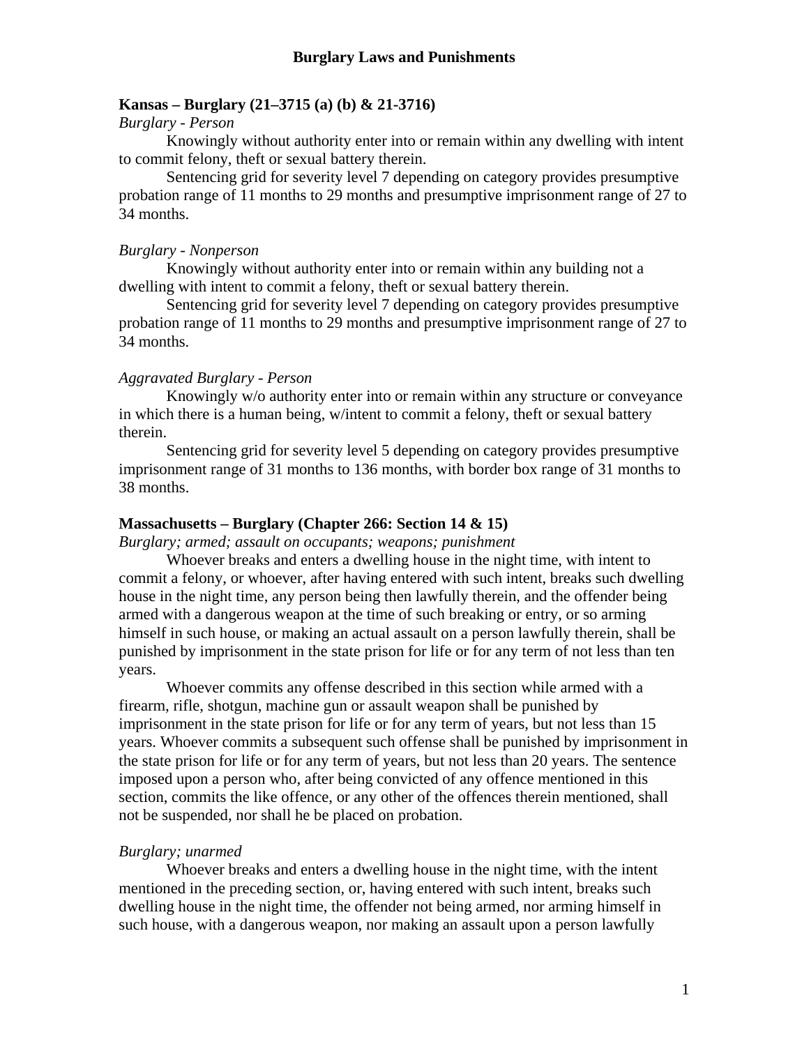# Burglary Laws and Punishments

## Kansas – Burglary (21–3715 (a) (b) & 21-3716)

*Burglary - Person*

Knowingly without authority enter into or remain within any dwelling with intent to commit felony, theft or sexual battery therein.

Sentencing grid for severity level 7 depending on category provides presumptive probation range of 11 months to 29 months and presumptive imprisonment range of 27 to 34 months.

*Burglary - Nonperson*

Knowingly without authority enter into or remain within any building not a dwelling with intent to commit a felony, theft or sexual battery therein.

Sentencing grid for severity level 7 depending on category provides presumptive probation range of 11 months to 29 months and presumptive imprisonment range of 27 to 34 months.

*Aggravated Burglary - Person*

Knowingly w/o authority enter into or remain within any structure or conveyance in which there is a human being, w/intent to commit a felony, theft or sexual battery therein.

Sentencing grid for severity level 5 depending on category provides presumptive imprisonment range of 31 months to 136 months, with border box range of 31 months to 38 months.

## Massachusetts – Burglary (Chapter 266: Section 14 & 15)

*Burglary; armed; assault on occupants; weapons; punishment*

Whoever breaks and enters a dwelling house in the night time, with intent to commit a felony, or whoever, after having entered with such intent, breaks such dwelling house in the night time, any person being then lawfully therein, and the offender being armed with a dangerous weapon at the time of such breaking or entry, or so arming himself in such house, or making an actual assault on a person lawfully therein, shall be punished by imprisonment in the state prison for life or for any term of not less than ten years.

Whoever commits any offense described in this section while armed with a firearm, rifle, shotgun, machine gun or assault weapon shall be punished by imprisonment in the state prison for life or for any term of years, but not less than 15 years. Whoever commits a subsequent such offense shall be punished by imprisonment in the state prison for life or for any term of years, but not less than 20 years. The sentence imposed upon a person who, after being convicted of any offence mentioned in this section, commits the like offence, or any other of the offences therein mentioned, shall not be suspended, nor shall he be placed on probation.

*Burglary; unarmed*

Whoever breaks and enters a dwelling house in the night time, with the intent mentioned in the preceding section, or, having entered with such intent, breaks such dwelling house in the night time, the offender not being armed, nor arming himself in such house, with a dangerous weapon, nor making an assault upon a person lawfully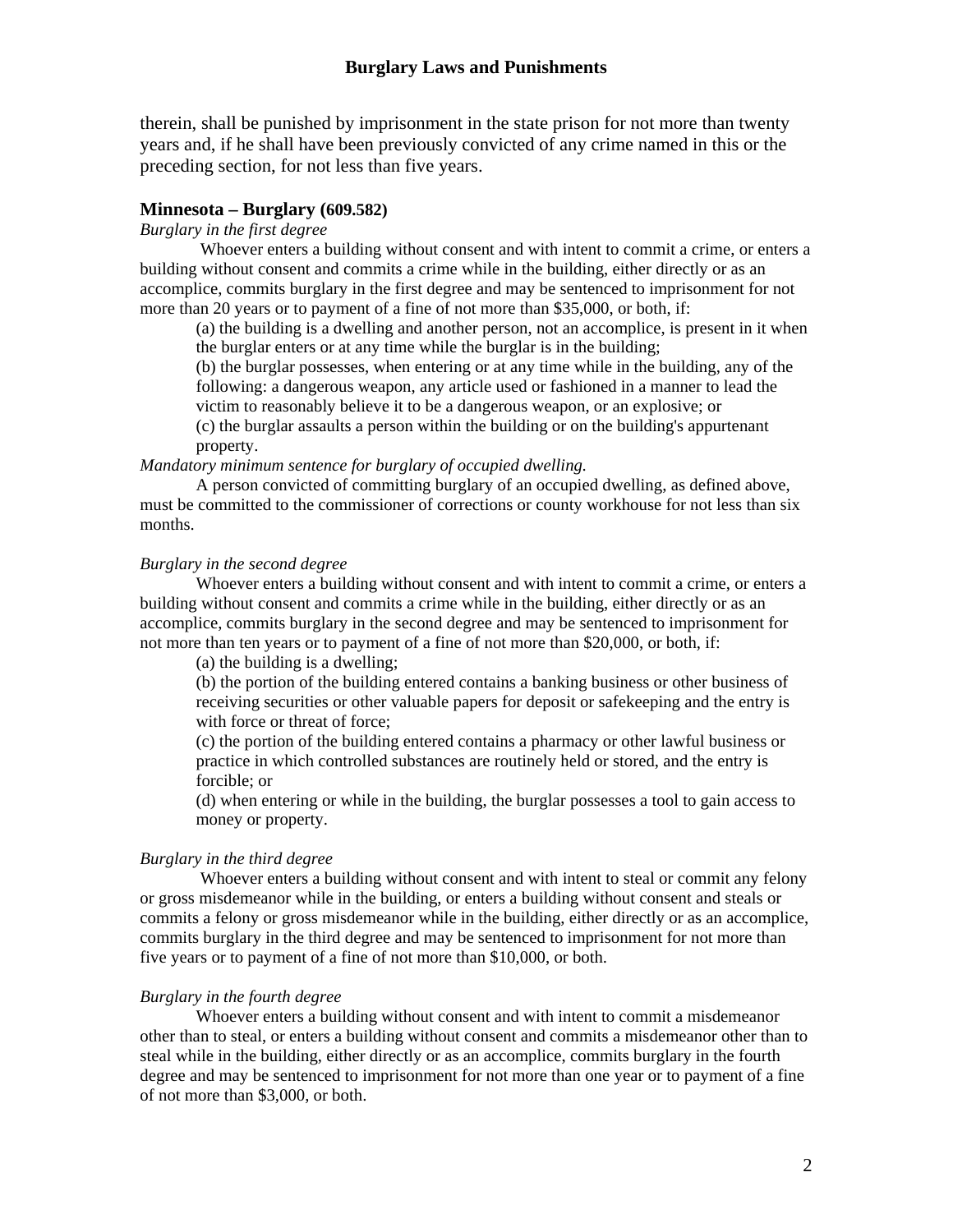therein, shall be punished by imprisonment in the state prison for not more than twenty years and, if he shall have been previously convicted of any crime named in this or the preceding section, for not less than five years.

### Minnesota – Burglary (609.582)

*Burglary in the first degree*

Whoever enters a building without consent and with intent to commit a crime, or enters a building without consent and commits a crime while in the building, either directly or as an accomplice, commits burglary in the first degree and may be sentenced to imprisonment for not more than 20 years or to payment of a fine of not more than $35,000, or both, if:

(a) the building is a dwelling and another person, not an accomplice, is present in it when the burglar enters or at any time while the burglar is in the building;

(b) the burglar possesses, when entering or at any time while in the building, any of the following: a dangerous weapon, any article used or fashioned in a manner to lead the victim to reasonably believe it to be a dangerous weapon, or an explosive; or

(c) the burglar assaults a person within the building or on the building's appurtenant property.

*Mandatory minimum sentence for burglary of occupied dwelling.*

A person convicted of committing burglary of an occupied dwelling, as defined above, must be committed to the commissioner of corrections or county workhouse for not less than six months.

*Burglary in the second degree*

Whoever enters a building without consent and with intent to commit a crime, or enters a building without consent and commits a crime while in the building, either directly or as an accomplice, commits burglary in the second degree and may be sentenced to imprisonment for not more than ten years or to payment of a fine of not more than $20,000, or both, if:

(a) the building is a dwelling;

(b) the portion of the building entered contains a banking business or other business of receiving securities or other valuable papers for deposit or safekeeping and the entry is with force or threat of force;

(c) the portion of the building entered contains a pharmacy or other lawful business or practice in which controlled substances are routinely held or stored, and the entry is forcible; or

(d) when entering or while in the building, the burglar possesses a tool to gain access to money or property.

*Burglary in the third degree*

Whoever enters a building without consent and with intent to steal or commit any felony or gross misdemeanor while in the building, or enters a building without consent and steals or commits a felony or gross misdemeanor while in the building, either directly or as an accomplice, commits burglary in the third degree and may be sentenced to imprisonment for not more than five years or to payment of a fine of not more than $10,000, or both.

*Burglary in the fourth degree*

Whoever enters a building without consent and with intent to commit a misdemeanor other than to steal, or enters a building without consent and commits a misdemeanor other than to steal while in the building, either directly or as an accomplice, commits burglary in the fourth degree and may be sentenced to imprisonment for not more than one year or to payment of a fine of not more than $3,000, or both.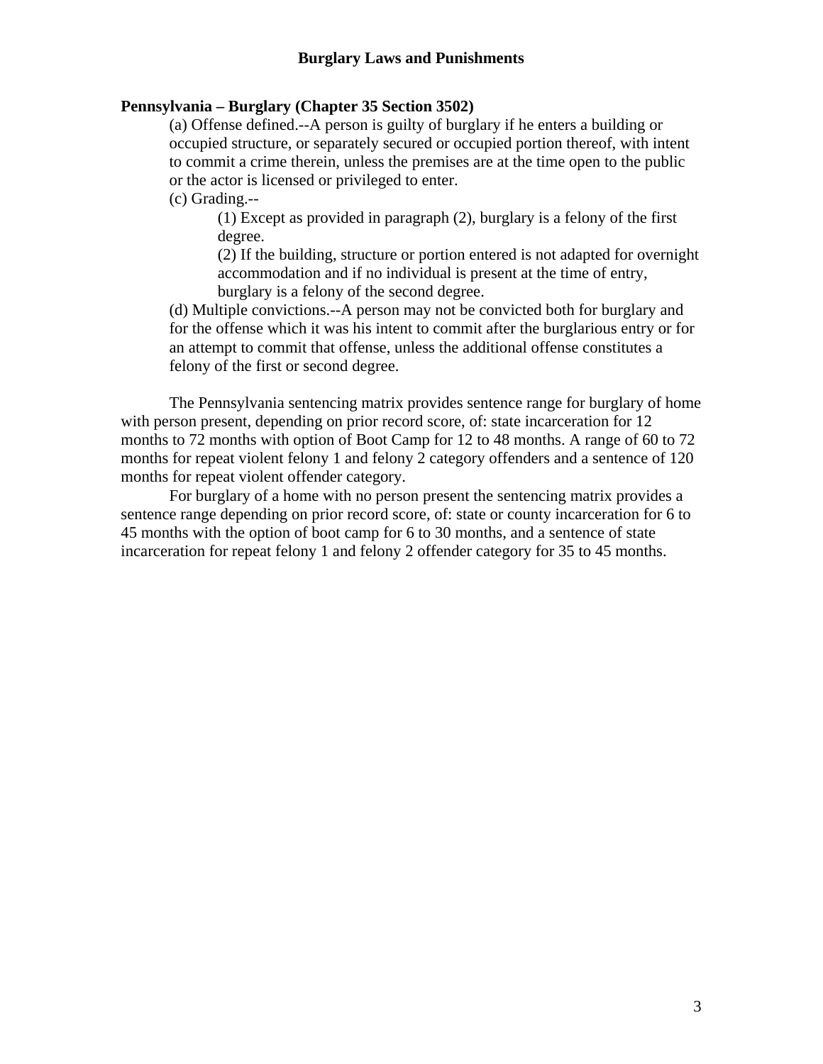## Burglary Laws and Punishments

### Pennsylvania – Burglary (Chapter 35 Section 3502)

(a) Offense defined.--A person is guilty of burglary if he enters a building or occupied structure, or separately secured or occupied portion thereof, with intent to commit a crime therein, unless the premises are at the time open to the public or the actor is licensed or privileged to enter.

(c) Grading.--

(1) Except as provided in paragraph (2), burglary is a felony of the first degree.

(2) If the building, structure or portion entered is not adapted for overnight accommodation and if no individual is present at the time of entry, burglary is a felony of the second degree.

(d) Multiple convictions.--A person may not be convicted both for burglary and for the offense which it was his intent to commit after the burglarious entry or for an attempt to commit that offense, unless the additional offense constitutes a felony of the first or second degree.

The Pennsylvania sentencing matrix provides sentence range for burglary of home with person present, depending on prior record score, of: state incarceration for 12 months to 72 months with option of Boot Camp for 12 to 48 months. A range of 60 to 72 months for repeat violent felony 1 and felony 2 category offenders and a sentence of 120 months for repeat violent offender category.

For burglary of a home with no person present the sentencing matrix provides a sentence range depending on prior record score, of: state or county incarceration for 6 to 45 months with the option of boot camp for 6 to 30 months, and a sentence of state incarceration for repeat felony 1 and felony 2 offender category for 35 to 45 months.